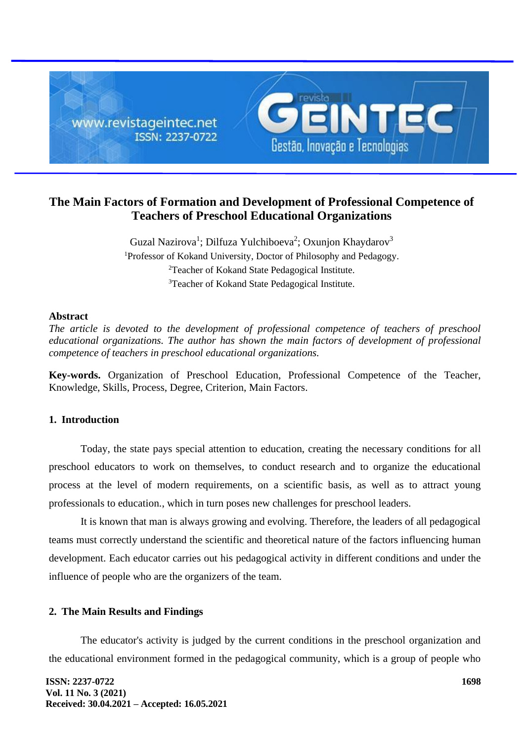# The Main Factors of Formation and Development of Professional Competence of Teachers of Preschool Educational Organizations

Guzal Nazirova[1]; Dilfuza Yulchiboeva[2]; Oxunjon Khaydarov[3]

[1]Professor of Kokand University, Doctor of Philosophy and Pedagogy.

[2]Teacher of Kokand State Pedagogical Institute.

[3]Teacher of Kokand State Pedagogical Institute.

**Abstract**

*The article is devoted to the development of professional competence of teachers of preschool educational organizations. The author has shown the main factors of development of professional competence of teachers in preschool educational organizations.*

**Key-words.** Organization of Preschool Education, Professional Competence of the Teacher, Knowledge, Skills, Process, Degree, Criterion, Main Factors.

## 1. Introduction

Today, the state pays special attention to education, creating the necessary conditions for all preschool educators to work on themselves, to conduct research and to organize the educational process at the level of modern requirements, on a scientific basis, as well as to attract young professionals to education., which in turn poses new challenges for preschool leaders.

It is known that man is always growing and evolving. Therefore, the leaders of all pedagogical teams must correctly understand the scientific and theoretical nature of the factors influencing human development. Each educator carries out his pedagogical activity in different conditions and under the influence of people who are the organizers of the team.

## 2. The Main Results and Findings

The educator's activity is judged by the current conditions in the preschool organization and the educational environment formed in the pedagogical community, which is a group of people who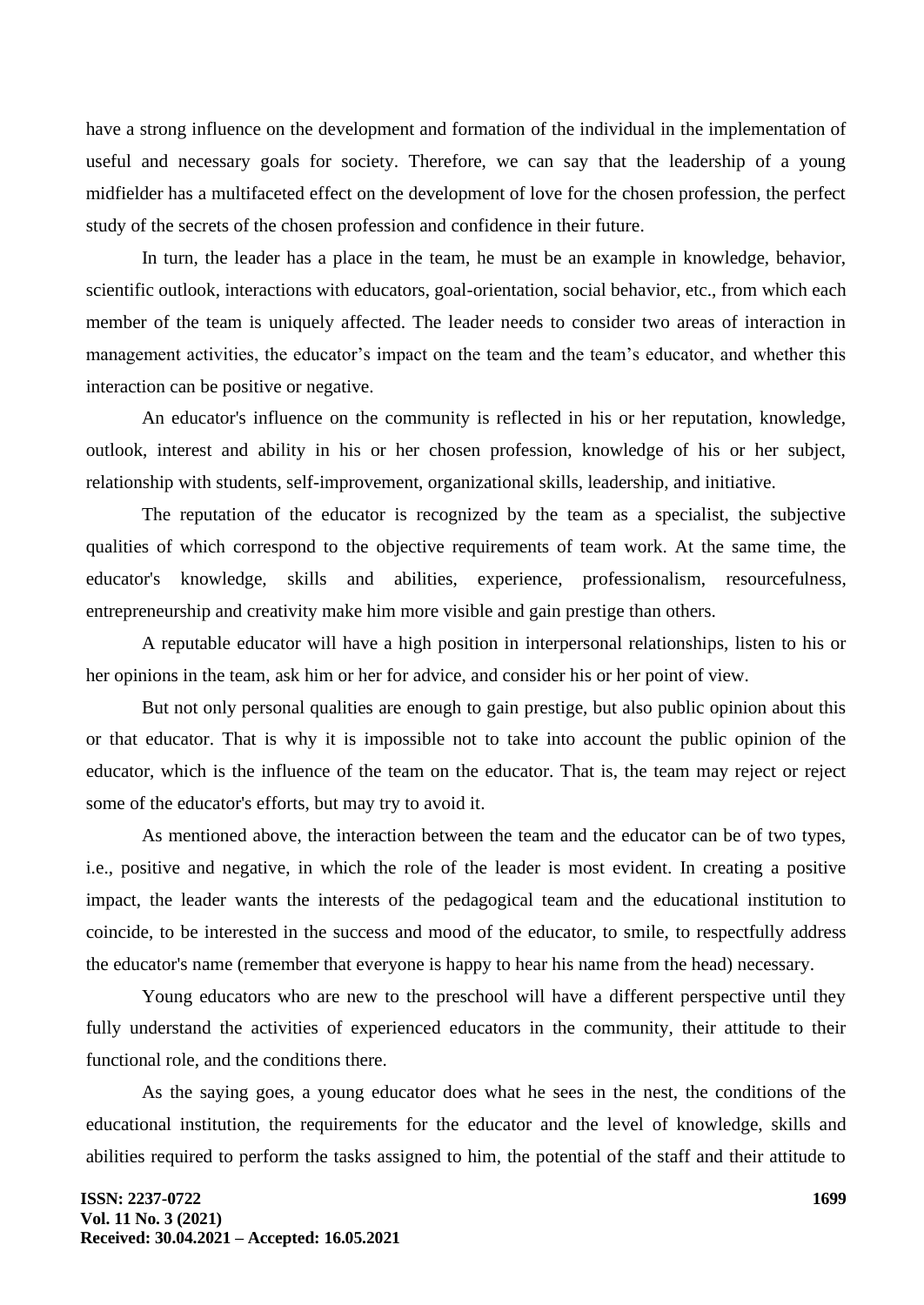have a strong influence on the development and formation of the individual in the implementation of useful and necessary goals for society. Therefore, we can say that the leadership of a young midfielder has a multifaceted effect on the development of love for the chosen profession, the perfect study of the secrets of the chosen profession and confidence in their future.

In turn, the leader has a place in the team, he must be an example in knowledge, behavior, scientific outlook, interactions with educators, goal-orientation, social behavior, etc., from which each member of the team is uniquely affected. The leader needs to consider two areas of interaction in management activities, the educator's impact on the team and the team's educator, and whether this interaction can be positive or negative.

An educator's influence on the community is reflected in his or her reputation, knowledge, outlook, interest and ability in his or her chosen profession, knowledge of his or her subject, relationship with students, self-improvement, organizational skills, leadership, and initiative.

The reputation of the educator is recognized by the team as a specialist, the subjective qualities of which correspond to the objective requirements of team work. At the same time, the educator's knowledge, skills and abilities, experience, professionalism, resourcefulness, entrepreneurship and creativity make him more visible and gain prestige than others.

A reputable educator will have a high position in interpersonal relationships, listen to his or her opinions in the team, ask him or her for advice, and consider his or her point of view.

But not only personal qualities are enough to gain prestige, but also public opinion about this or that educator. That is why it is impossible not to take into account the public opinion of the educator, which is the influence of the team on the educator. That is, the team may reject or reject some of the educator's efforts, but may try to avoid it.

As mentioned above, the interaction between the team and the educator can be of two types, i.e., positive and negative, in which the role of the leader is most evident. In creating a positive impact, the leader wants the interests of the pedagogical team and the educational institution to coincide, to be interested in the success and mood of the educator, to smile, to respectfully address the educator's name (remember that everyone is happy to hear his name from the head) necessary.

Young educators who are new to the preschool will have a different perspective until they fully understand the activities of experienced educators in the community, their attitude to their functional role, and the conditions there.

As the saying goes, a young educator does what he sees in the nest, the conditions of the educational institution, the requirements for the educator and the level of knowledge, skills and abilities required to perform the tasks assigned to him, the potential of the staff and their attitude to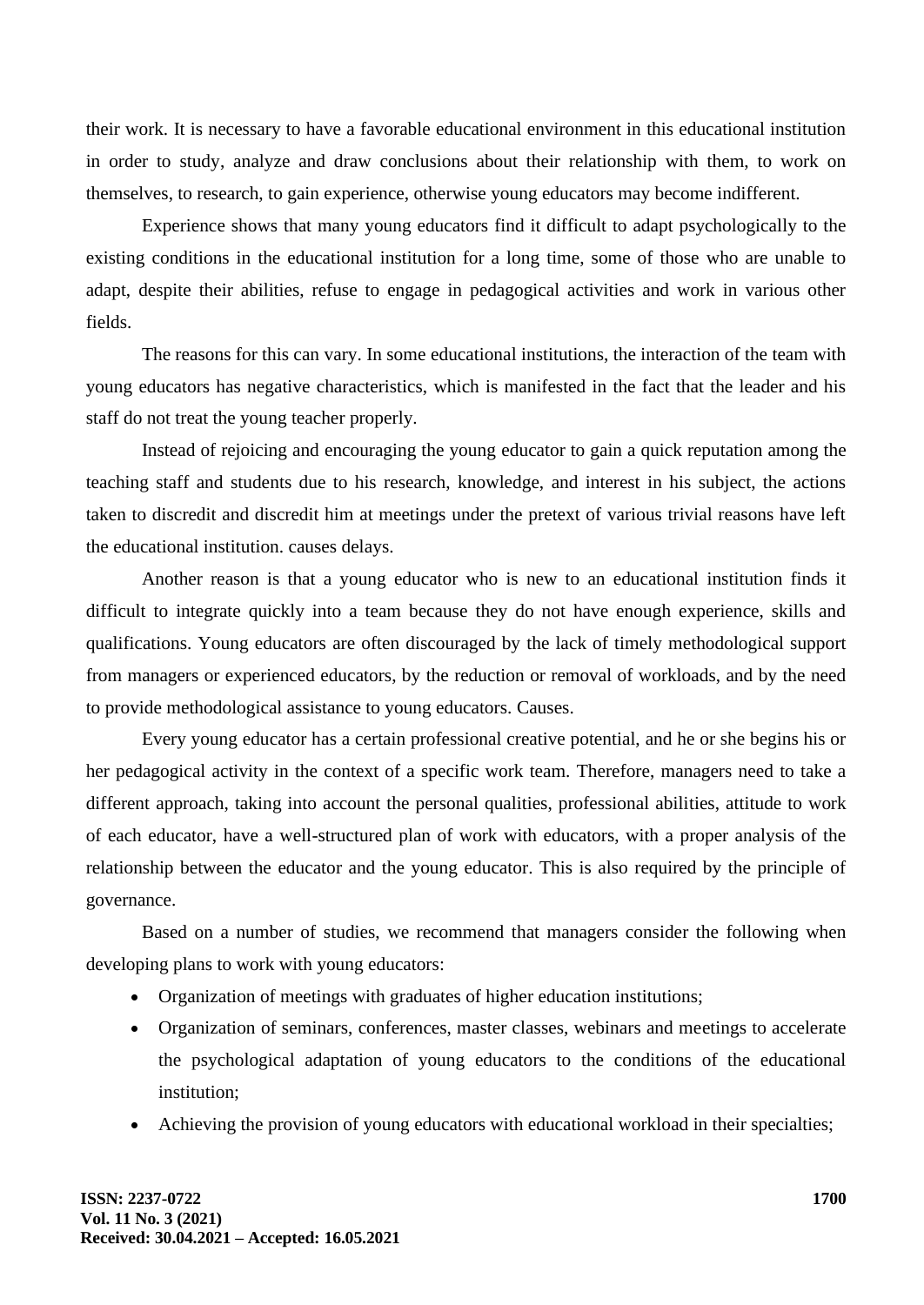their work. It is necessary to have a favorable educational environment in this educational institution in order to study, analyze and draw conclusions about their relationship with them, to work on themselves, to research, to gain experience, otherwise young educators may become indifferent.

Experience shows that many young educators find it difficult to adapt psychologically to the existing conditions in the educational institution for a long time, some of those who are unable to adapt, despite their abilities, refuse to engage in pedagogical activities and work in various other fields.

The reasons for this can vary. In some educational institutions, the interaction of the team with young educators has negative characteristics, which is manifested in the fact that the leader and his staff do not treat the young teacher properly.

Instead of rejoicing and encouraging the young educator to gain a quick reputation among the teaching staff and students due to his research, knowledge, and interest in his subject, the actions taken to discredit and discredit him at meetings under the pretext of various trivial reasons have left the educational institution. causes delays.

Another reason is that a young educator who is new to an educational institution finds it difficult to integrate quickly into a team because they do not have enough experience, skills and qualifications. Young educators are often discouraged by the lack of timely methodological support from managers or experienced educators, by the reduction or removal of workloads, and by the need to provide methodological assistance to young educators. Causes.

Every young educator has a certain professional creative potential, and he or she begins his or her pedagogical activity in the context of a specific work team. Therefore, managers need to take a different approach, taking into account the personal qualities, professional abilities, attitude to work of each educator, have a well-structured plan of work with educators, with a proper analysis of the relationship between the educator and the young educator. This is also required by the principle of governance.

Based on a number of studies, we recommend that managers consider the following when developing plans to work with young educators:

- Organization of meetings with graduates of higher education institutions;
- Organization of seminars, conferences, master classes, webinars and meetings to accelerate the psychological adaptation of young educators to the conditions of the educational institution;
- Achieving the provision of young educators with educational workload in their specialties;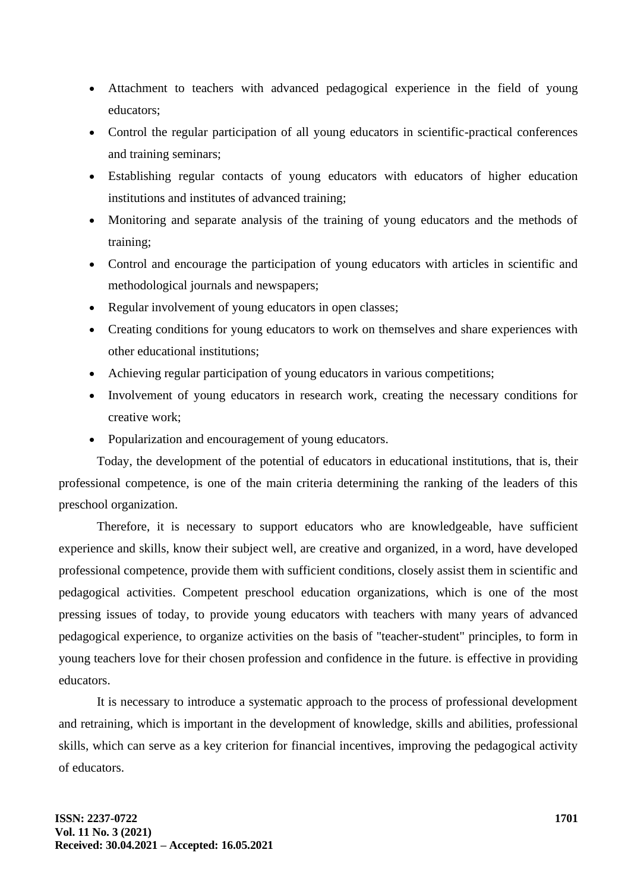- Attachment to teachers with advanced pedagogical experience in the field of young educators;
- Control the regular participation of all young educators in scientific-practical conferences and training seminars;
- Establishing regular contacts of young educators with educators of higher education institutions and institutes of advanced training;
- Monitoring and separate analysis of the training of young educators and the methods of training;
- Control and encourage the participation of young educators with articles in scientific and methodological journals and newspapers;
- Regular involvement of young educators in open classes;
- Creating conditions for young educators to work on themselves and share experiences with other educational institutions;
- Achieving regular participation of young educators in various competitions;
- Involvement of young educators in research work, creating the necessary conditions for creative work;
- Popularization and encouragement of young educators.

Today, the development of the potential of educators in educational institutions, that is, their professional competence, is one of the main criteria determining the ranking of the leaders of this preschool organization.

Therefore, it is necessary to support educators who are knowledgeable, have sufficient experience and skills, know their subject well, are creative and organized, in a word, have developed professional competence, provide them with sufficient conditions, closely assist them in scientific and pedagogical activities. Competent preschool education organizations, which is one of the most pressing issues of today, to provide young educators with teachers with many years of advanced pedagogical experience, to organize activities on the basis of "teacher-student" principles, to form in young teachers love for their chosen profession and confidence in the future. is effective in providing educators.

It is necessary to introduce a systematic approach to the process of professional development and retraining, which is important in the development of knowledge, skills and abilities, professional skills, which can serve as a key criterion for financial incentives, improving the pedagogical activity of educators.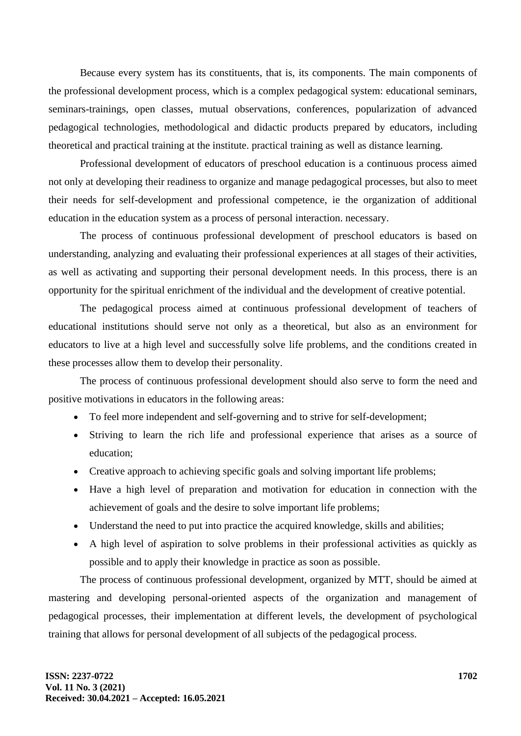Because every system has its constituents, that is, its components. The main components of the professional development process, which is a complex pedagogical system: educational seminars, seminars-trainings, open classes, mutual observations, conferences, popularization of advanced pedagogical technologies, methodological and didactic products prepared by educators, including theoretical and practical training at the institute. practical training as well as distance learning.

Professional development of educators of preschool education is a continuous process aimed not only at developing their readiness to organize and manage pedagogical processes, but also to meet their needs for self-development and professional competence, ie the organization of additional education in the education system as a process of personal interaction. necessary.

The process of continuous professional development of preschool educators is based on understanding, analyzing and evaluating their professional experiences at all stages of their activities, as well as activating and supporting their personal development needs. In this process, there is an opportunity for the spiritual enrichment of the individual and the development of creative potential.

The pedagogical process aimed at continuous professional development of teachers of educational institutions should serve not only as a theoretical, but also as an environment for educators to live at a high level and successfully solve life problems, and the conditions created in these processes allow them to develop their personality.

The process of continuous professional development should also serve to form the need and positive motivations in educators in the following areas:

- To feel more independent and self-governing and to strive for self-development;
- Striving to learn the rich life and professional experience that arises as a source of education;
- Creative approach to achieving specific goals and solving important life problems;
- Have a high level of preparation and motivation for education in connection with the achievement of goals and the desire to solve important life problems;
- Understand the need to put into practice the acquired knowledge, skills and abilities;
- A high level of aspiration to solve problems in their professional activities as quickly as possible and to apply their knowledge in practice as soon as possible.

The process of continuous professional development, organized by MTT, should be aimed at mastering and developing personal-oriented aspects of the organization and management of pedagogical processes, their implementation at different levels, the development of psychological training that allows for personal development of all subjects of the pedagogical process.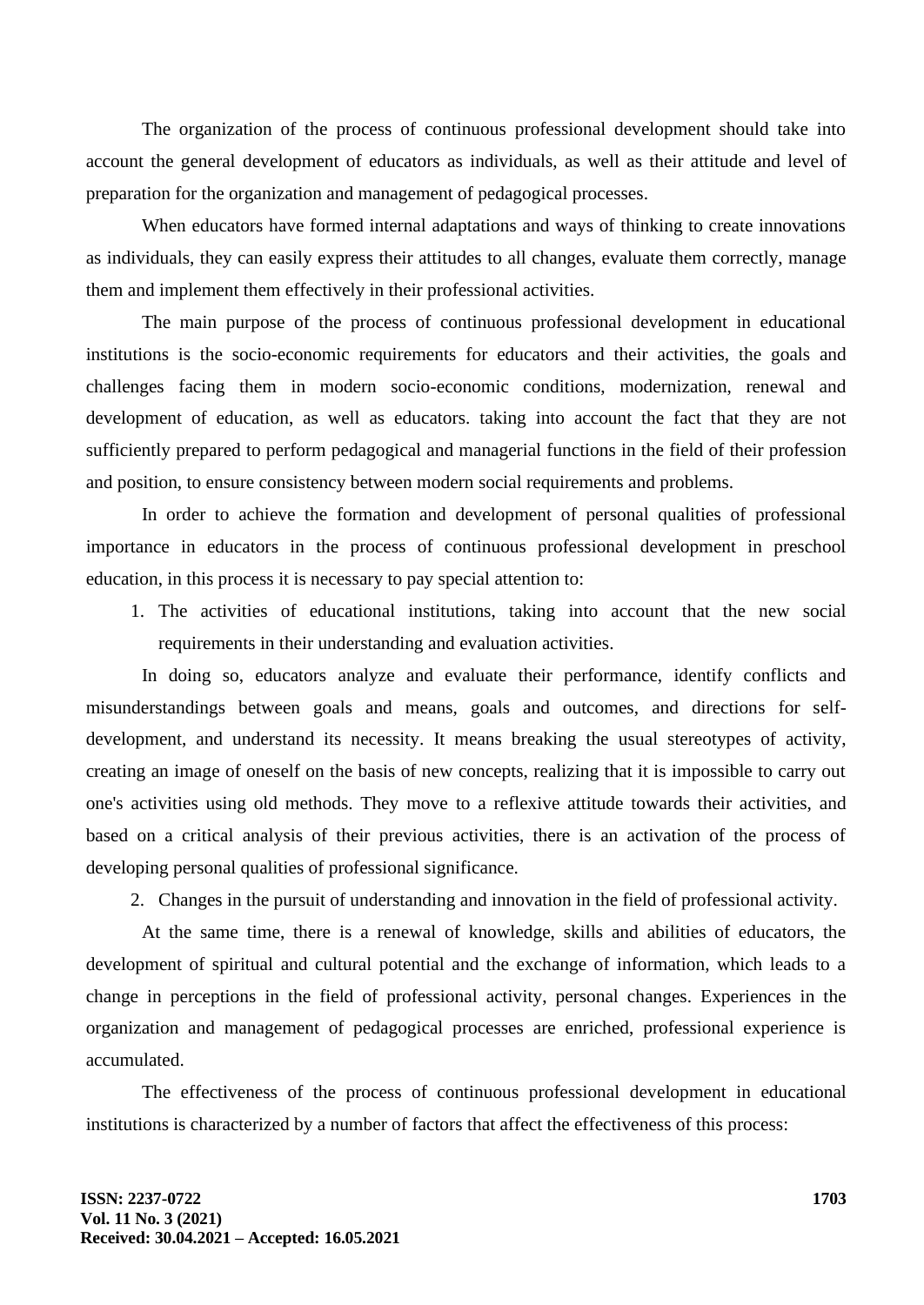The organization of the process of continuous professional development should take into account the general development of educators as individuals, as well as their attitude and level of preparation for the organization and management of pedagogical processes.

When educators have formed internal adaptations and ways of thinking to create innovations as individuals, they can easily express their attitudes to all changes, evaluate them correctly, manage them and implement them effectively in their professional activities.

The main purpose of the process of continuous professional development in educational institutions is the socio-economic requirements for educators and their activities, the goals and challenges facing them in modern socio-economic conditions, modernization, renewal and development of education, as well as educators. taking into account the fact that they are not sufficiently prepared to perform pedagogical and managerial functions in the field of their profession and position, to ensure consistency between modern social requirements and problems.

In order to achieve the formation and development of personal qualities of professional importance in educators in the process of continuous professional development in preschool education, in this process it is necessary to pay special attention to:

1. The activities of educational institutions, taking into account that the new social requirements in their understanding and evaluation activities.

In doing so, educators analyze and evaluate their performance, identify conflicts and misunderstandings between goals and means, goals and outcomes, and directions for self-development, and understand its necessity. It means breaking the usual stereotypes of activity, creating an image of oneself on the basis of new concepts, realizing that it is impossible to carry out one's activities using old methods. They move to a reflexive attitude towards their activities, and based on a critical analysis of their previous activities, there is an activation of the process of developing personal qualities of professional significance.

2. Changes in the pursuit of understanding and innovation in the field of professional activity.

At the same time, there is a renewal of knowledge, skills and abilities of educators, the development of spiritual and cultural potential and the exchange of information, which leads to a change in perceptions in the field of professional activity, personal changes. Experiences in the organization and management of pedagogical processes are enriched, professional experience is accumulated.

The effectiveness of the process of continuous professional development in educational institutions is characterized by a number of factors that affect the effectiveness of this process: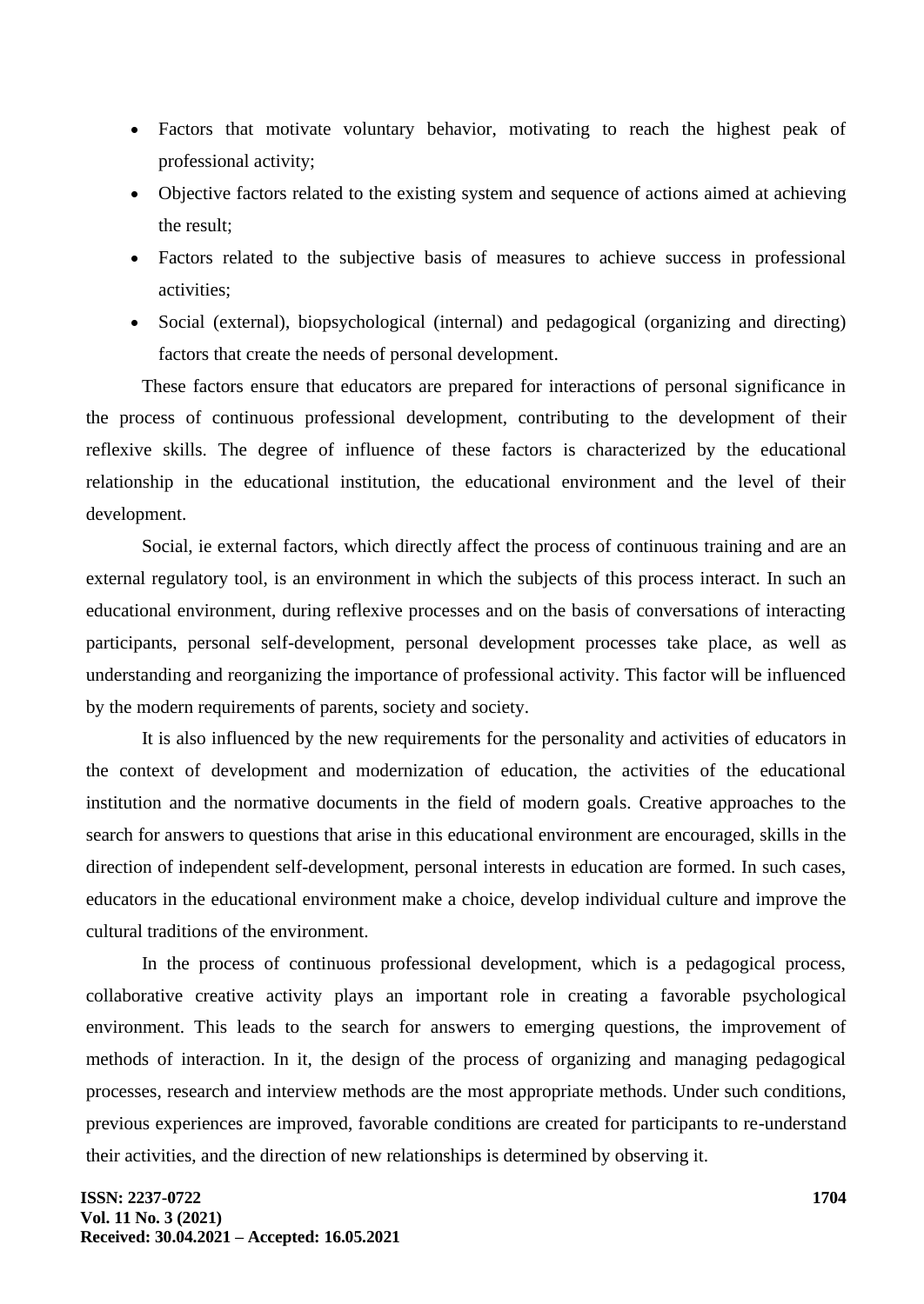- Factors that motivate voluntary behavior, motivating to reach the highest peak of professional activity;
- Objective factors related to the existing system and sequence of actions aimed at achieving the result;
- Factors related to the subjective basis of measures to achieve success in professional activities;
- Social (external), biopsychological (internal) and pedagogical (organizing and directing) factors that create the needs of personal development.

These factors ensure that educators are prepared for interactions of personal significance in the process of continuous professional development, contributing to the development of their reflexive skills. The degree of influence of these factors is characterized by the educational relationship in the educational institution, the educational environment and the level of their development.

Social, ie external factors, which directly affect the process of continuous training and are an external regulatory tool, is an environment in which the subjects of this process interact. In such an educational environment, during reflexive processes and on the basis of conversations of interacting participants, personal self-development, personal development processes take place, as well as understanding and reorganizing the importance of professional activity. This factor will be influenced by the modern requirements of parents, society and society.

It is also influenced by the new requirements for the personality and activities of educators in the context of development and modernization of education, the activities of the educational institution and the normative documents in the field of modern goals. Creative approaches to the search for answers to questions that arise in this educational environment are encouraged, skills in the direction of independent self-development, personal interests in education are formed. In such cases, educators in the educational environment make a choice, develop individual culture and improve the cultural traditions of the environment.

In the process of continuous professional development, which is a pedagogical process, collaborative creative activity plays an important role in creating a favorable psychological environment. This leads to the search for answers to emerging questions, the improvement of methods of interaction. In it, the design of the process of organizing and managing pedagogical processes, research and interview methods are the most appropriate methods. Under such conditions, previous experiences are improved, favorable conditions are created for participants to re-understand their activities, and the direction of new relationships is determined by observing it.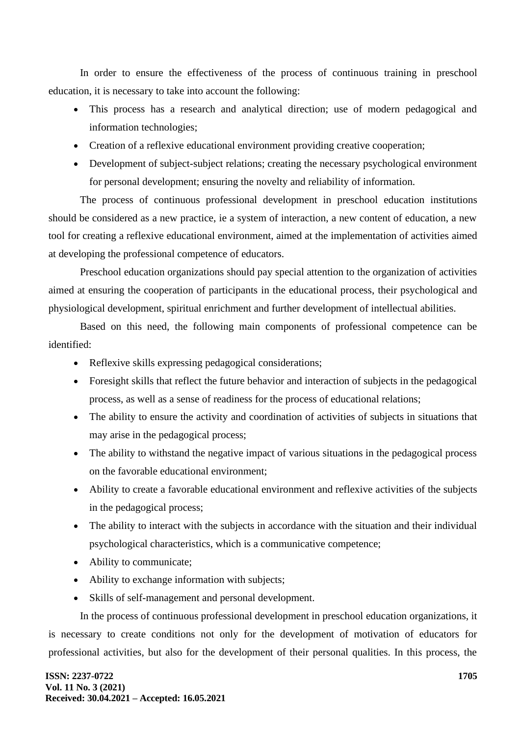In order to ensure the effectiveness of the process of continuous training in preschool education, it is necessary to take into account the following:

- This process has a research and analytical direction; use of modern pedagogical and information technologies;
- Creation of a reflexive educational environment providing creative cooperation;
- Development of subject-subject relations; creating the necessary psychological environment for personal development; ensuring the novelty and reliability of information.

The process of continuous professional development in preschool education institutions should be considered as a new practice, ie a system of interaction, a new content of education, a new tool for creating a reflexive educational environment, aimed at the implementation of activities aimed at developing the professional competence of educators.

Preschool education organizations should pay special attention to the organization of activities aimed at ensuring the cooperation of participants in the educational process, their psychological and physiological development, spiritual enrichment and further development of intellectual abilities.

Based on this need, the following main components of professional competence can be identified:

- Reflexive skills expressing pedagogical considerations;
- Foresight skills that reflect the future behavior and interaction of subjects in the pedagogical process, as well as a sense of readiness for the process of educational relations;
- The ability to ensure the activity and coordination of activities of subjects in situations that may arise in the pedagogical process;
- The ability to withstand the negative impact of various situations in the pedagogical process on the favorable educational environment;
- Ability to create a favorable educational environment and reflexive activities of the subjects in the pedagogical process;
- The ability to interact with the subjects in accordance with the situation and their individual psychological characteristics, which is a communicative competence;
- Ability to communicate;
- Ability to exchange information with subjects;
- Skills of self-management and personal development.

In the process of continuous professional development in preschool education organizations, it is necessary to create conditions not only for the development of motivation of educators for professional activities, but also for the development of their personal qualities. In this process, the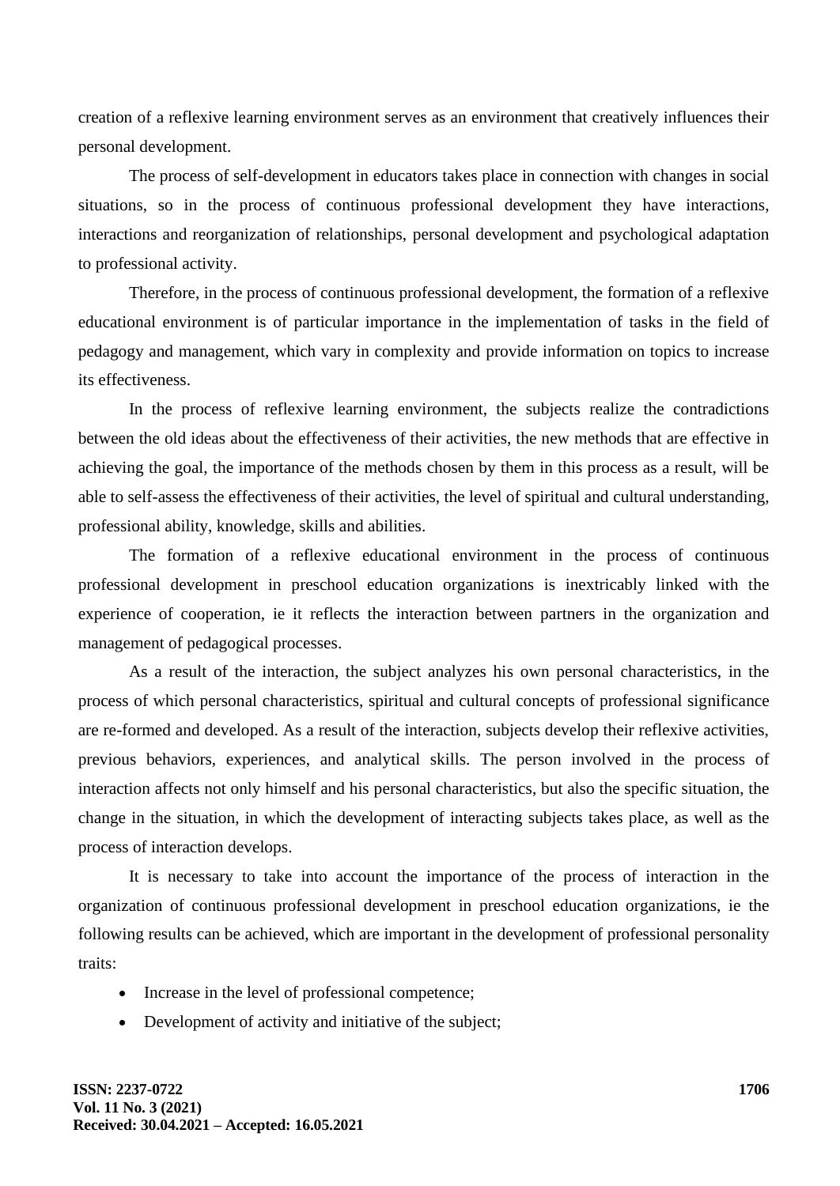creation of a reflexive learning environment serves as an environment that creatively influences their personal development.

The process of self-development in educators takes place in connection with changes in social situations, so in the process of continuous professional development they have interactions, interactions and reorganization of relationships, personal development and psychological adaptation to professional activity.

Therefore, in the process of continuous professional development, the formation of a reflexive educational environment is of particular importance in the implementation of tasks in the field of pedagogy and management, which vary in complexity and provide information on topics to increase its effectiveness.

In the process of reflexive learning environment, the subjects realize the contradictions between the old ideas about the effectiveness of their activities, the new methods that are effective in achieving the goal, the importance of the methods chosen by them in this process as a result, will be able to self-assess the effectiveness of their activities, the level of spiritual and cultural understanding, professional ability, knowledge, skills and abilities.

The formation of a reflexive educational environment in the process of continuous professional development in preschool education organizations is inextricably linked with the experience of cooperation, ie it reflects the interaction between partners in the organization and management of pedagogical processes.

As a result of the interaction, the subject analyzes his own personal characteristics, in the process of which personal characteristics, spiritual and cultural concepts of professional significance are re-formed and developed. As a result of the interaction, subjects develop their reflexive activities, previous behaviors, experiences, and analytical skills. The person involved in the process of interaction affects not only himself and his personal characteristics, but also the specific situation, the change in the situation, in which the development of interacting subjects takes place, as well as the process of interaction develops.

It is necessary to take into account the importance of the process of interaction in the organization of continuous professional development in preschool education organizations, ie the following results can be achieved, which are important in the development of professional personality traits:

- Increase in the level of professional competence;
- Development of activity and initiative of the subject;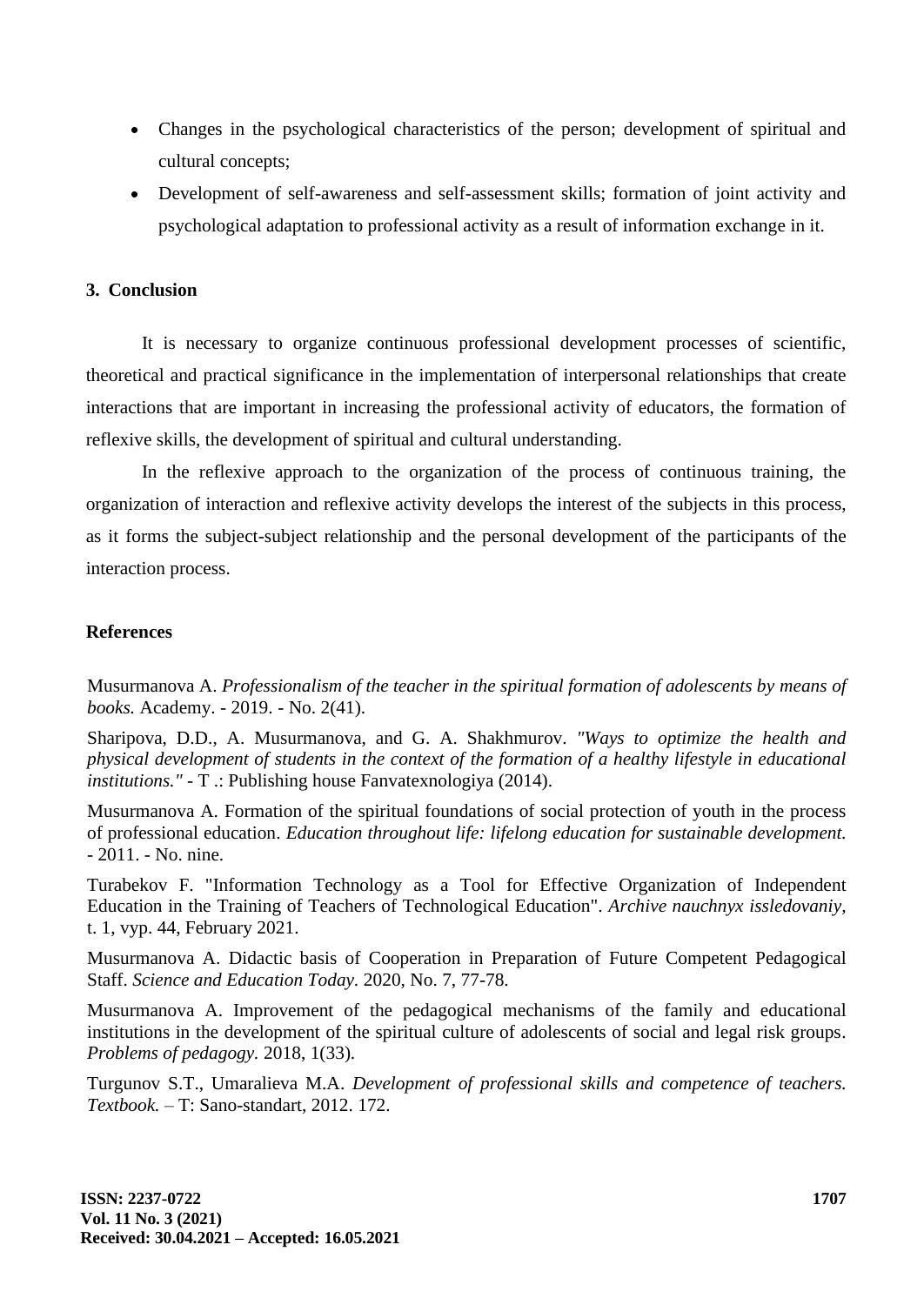- Changes in the psychological characteristics of the person; development of spiritual and cultural concepts;
- Development of self-awareness and self-assessment skills; formation of joint activity and psychological adaptation to professional activity as a result of information exchange in it.

## 3. Conclusion

It is necessary to organize continuous professional development processes of scientific, theoretical and practical significance in the implementation of interpersonal relationships that create interactions that are important in increasing the professional activity of educators, the formation of reflexive skills, the development of spiritual and cultural understanding.

In the reflexive approach to the organization of the process of continuous training, the organization of interaction and reflexive activity develops the interest of the subjects in this process, as it forms the subject-subject relationship and the personal development of the participants of the interaction process.

## References

Musurmanova A. *Professionalism of the teacher in the spiritual formation of adolescents by means of books.* Academy. - 2019. - No. 2(41).

Sharipova, D.D., A. Musurmanova, and G. A. Shakhmurov. *"Ways to optimize the health and physical development of students in the context of the formation of a healthy lifestyle in educational institutions."* - T .: Publishing house Fanvatexnologiya (2014).

Musurmanova A. Formation of the spiritual foundations of social protection of youth in the process of professional education. *Education throughout life: lifelong education for sustainable development.* - 2011. - No. nine.

Turabekov F. "Information Technology as a Tool for Effective Organization of Independent Education in the Training of Teachers of Technological Education". *Archive nauchnyx issledovaniy,* t. 1, vyp. 44, February 2021.

Musurmanova A. Didactic basis of Cooperation in Preparation of Future Competent Pedagogical Staff. *Science and Education Today.* 2020, No. 7, 77-78.

Musurmanova A. Improvement of the pedagogical mechanisms of the family and educational institutions in the development of the spiritual culture of adolescents of social and legal risk groups. *Problems of pedagogy.* 2018, 1(33).

Turgunov S.T., Umaralieva M.A. *Development of professional skills and competence of teachers. Textbook.* – T: Sano-standart, 2012. 172.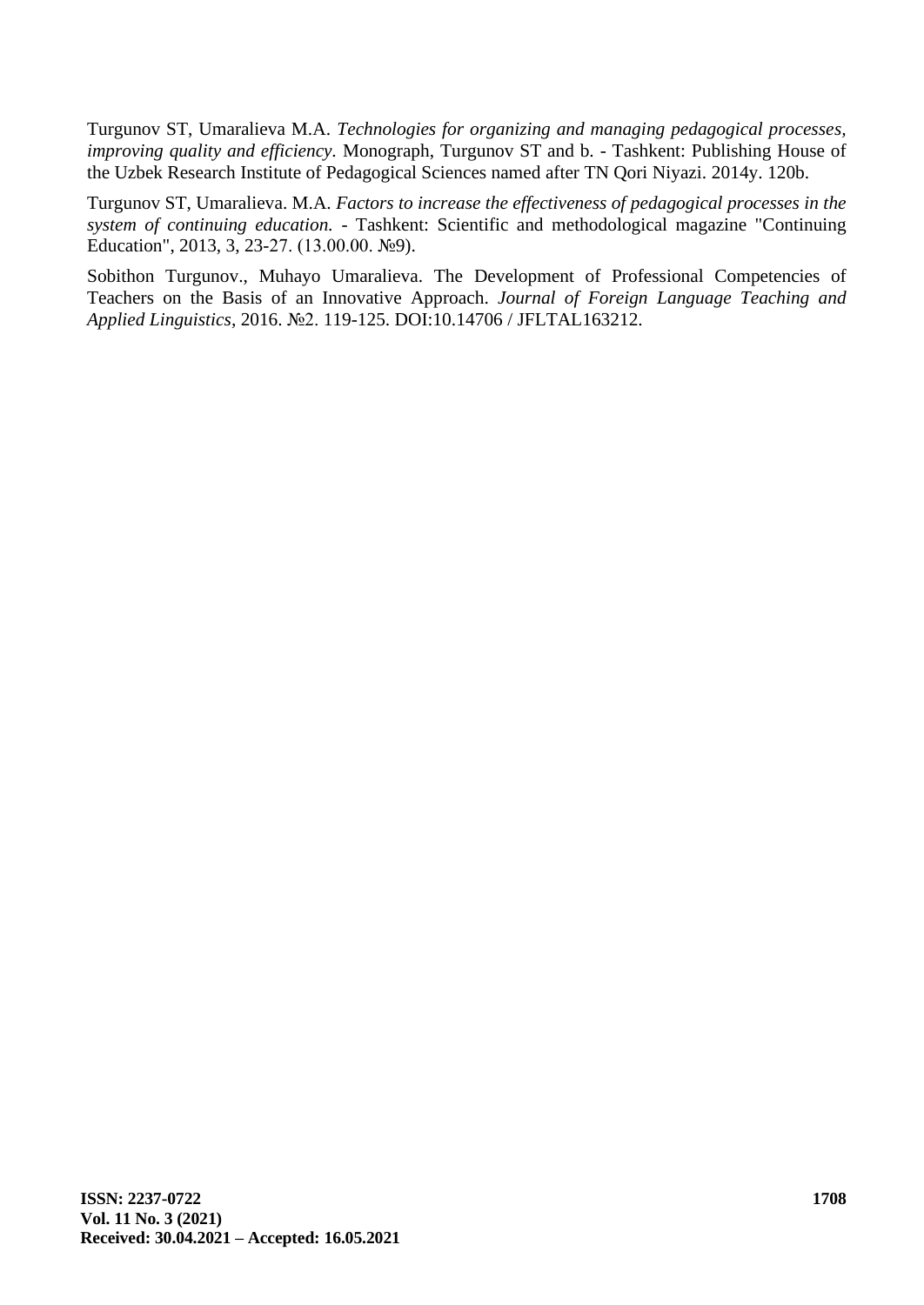Turgunov ST, Umaralieva M.A. *Technologies for organizing and managing pedagogical processes, improving quality and efficiency*. Monograph, Turgunov ST and b. - Tashkent: Publishing House of the Uzbek Research Institute of Pedagogical Sciences named after TN Qori Niyazi. 2014y. 120b.

Turgunov ST, Umaralieva. M.A. *Factors to increase the effectiveness of pedagogical processes in the system of continuing education.* - Tashkent: Scientific and methodological magazine "Continuing Education", 2013, 3, 23-27. (13.00.00. №9).

Sobithon Turgunov., Muhayo Umaralieva. The Development of Professional Competencies of Teachers on the Basis of an Innovative Approach. *Journal of Foreign Language Teaching and Applied Linguistics*, 2016. №2. 119-125. DOI:10.14706 / JFLTAL163212.